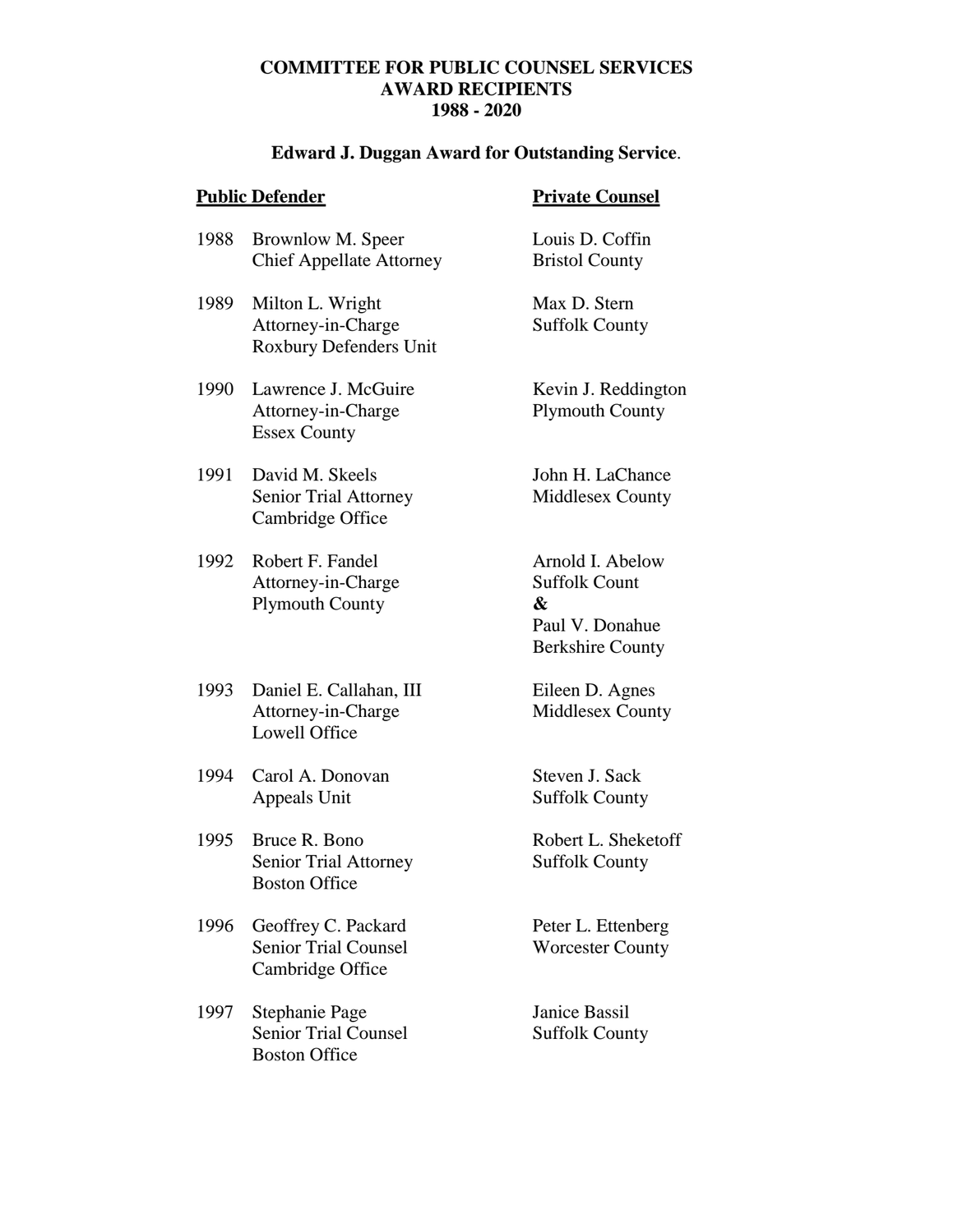**COMMITTEE FOR PUBLIC COUNSEL SERVICES**
**AWARD RECIPIENTS**
**1988 - 2020**

**Edward J. Duggan Award for Outstanding Service**.

| | **Public Defender** | **Private Counsel** |
|---|---|---|
| 1988 | Brownlow M. Speer<br>Chief Appellate Attorney | Louis D. Coffin<br>Bristol County |
| 1989 | Milton L. Wright<br>Attorney-in-Charge<br>Roxbury Defenders Unit | Max D. Stern<br>Suffolk County |
| 1990 | Lawrence J. McGuire<br>Attorney-in-Charge<br>Essex County | Kevin J. Reddington<br>Plymouth County |
| 1991 | David M. Skeels<br>Senior Trial Attorney<br>Cambridge Office | John H. LaChance<br>Middlesex County |
| 1992 | Robert F. Fandel<br>Attorney-in-Charge<br>Plymouth County | Arnold I. Abelow<br>Suffolk Count<br>**&**<br>Paul V. Donahue<br>Berkshire County |
| 1993 | Daniel E. Callahan, III<br>Attorney-in-Charge<br>Lowell Office | Eileen D. Agnes<br>Middlesex County |
| 1994 | Carol A. Donovan<br>Appeals Unit | Steven J. Sack<br>Suffolk County |
| 1995 | Bruce R. Bono<br>Senior Trial Attorney<br>Boston Office | Robert L. Sheketoff<br>Suffolk County |
| 1996 | Geoffrey C. Packard<br>Senior Trial Counsel<br>Cambridge Office | Peter L. Ettenberg<br>Worcester County |
| 1997 | Stephanie Page<br>Senior Trial Counsel<br>Boston Office | Janice Bassil<br>Suffolk County |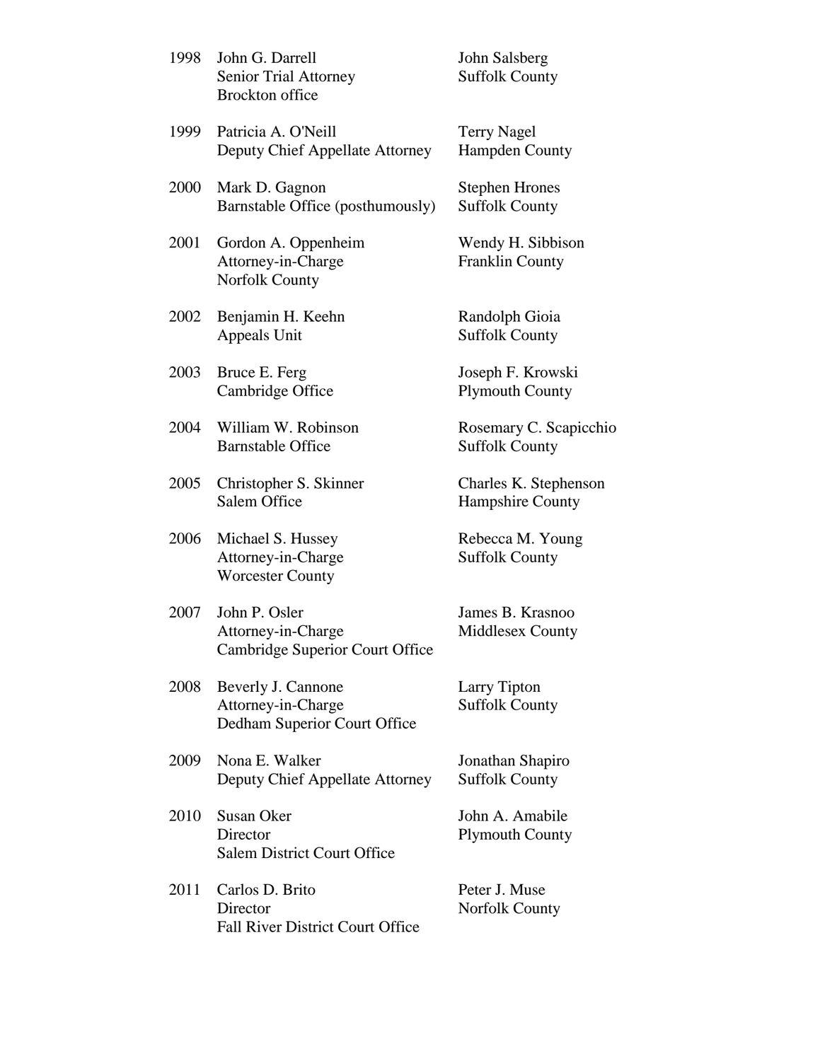| | | |
|---|---|---|
| 1998 | John G. Darrell<br>Senior Trial Attorney<br>Brockton office | John Salsberg<br>Suffolk County |
| 1999 | Patricia A. O'Neill<br>Deputy Chief Appellate Attorney | Terry Nagel<br>Hampden County |
| 2000 | Mark D. Gagnon<br>Barnstable Office (posthumously) | Stephen Hrones<br>Suffolk County |
| 2001 | Gordon A. Oppenheim<br>Attorney-in-Charge<br>Norfolk County | Wendy H. Sibbison<br>Franklin County |
| 2002 | Benjamin H. Keehn<br>Appeals Unit | Randolph Gioia<br>Suffolk County |
| 2003 | Bruce E. Ferg<br>Cambridge Office | Joseph F. Krowski<br>Plymouth County |
| 2004 | William W. Robinson<br>Barnstable Office | Rosemary C. Scapicchio<br>Suffolk County |
| 2005 | Christopher S. Skinner<br>Salem Office | Charles K. Stephenson<br>Hampshire County |
| 2006 | Michael S. Hussey<br>Attorney-in-Charge<br>Worcester County | Rebecca M. Young<br>Suffolk County |
| 2007 | John P. Osler<br>Attorney-in-Charge<br>Cambridge Superior Court Office | James B. Krasnoo<br>Middlesex County |
| 2008 | Beverly J. Cannone<br>Attorney-in-Charge<br>Dedham Superior Court Office | Larry Tipton<br>Suffolk County |
| 2009 | Nona E. Walker<br>Deputy Chief Appellate Attorney | Jonathan Shapiro<br>Suffolk County |
| 2010 | Susan Oker<br>Director<br>Salem District Court Office | John A. Amabile<br>Plymouth County |
| 2011 | Carlos D. Brito<br>Director<br>Fall River District Court Office | Peter J. Muse<br>Norfolk County |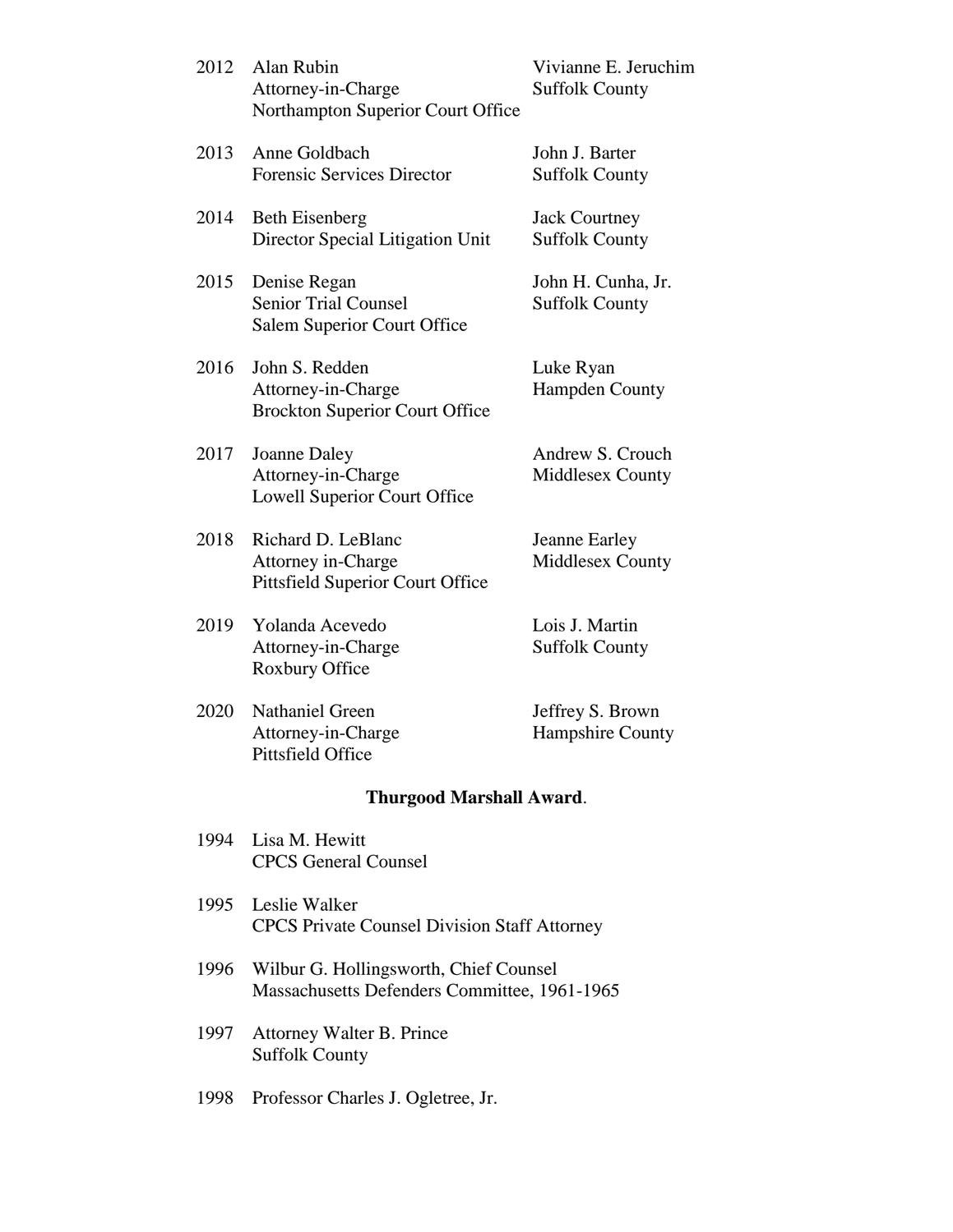| Year | Recipient | Recipient |
| --- | --- | --- |
| 2012 | Alan Rubin<br>Attorney-in-Charge<br>Northampton Superior Court Office | Vivianne E. Jeruchim<br>Suffolk County |
| 2013 | Anne Goldbach<br>Forensic Services Director | John J. Barter<br>Suffolk County |
| 2014 | Beth Eisenberg<br>Director Special Litigation Unit | Jack Courtney<br>Suffolk County |
| 2015 | Denise Regan<br>Senior Trial Counsel<br>Salem Superior Court Office | John H. Cunha, Jr.<br>Suffolk County |
| 2016 | John S. Redden<br>Attorney-in-Charge<br>Brockton Superior Court Office | Luke Ryan<br>Hampden County |
| 2017 | Joanne Daley<br>Attorney-in-Charge<br>Lowell Superior Court Office | Andrew S. Crouch<br>Middlesex County |
| 2018 | Richard D. LeBlanc<br>Attorney in-Charge<br>Pittsfield Superior Court Office | Jeanne Earley<br>Middlesex County |
| 2019 | Yolanda Acevedo<br>Attorney-in-Charge<br>Roxbury Office | Lois J. Martin<br>Suffolk County |
| 2020 | Nathaniel Green<br>Attorney-in-Charge<br>Pittsfield Office | Jeffrey S. Brown<br>Hampshire County |

**Thurgood Marshall Award**.

1994 Lisa M. Hewitt
CPCS General Counsel

1995 Leslie Walker
CPCS Private Counsel Division Staff Attorney

1996 Wilbur G. Hollingsworth, Chief Counsel
Massachusetts Defenders Committee, 1961-1965

1997 Attorney Walter B. Prince
Suffolk County

1998 Professor Charles J. Ogletree, Jr.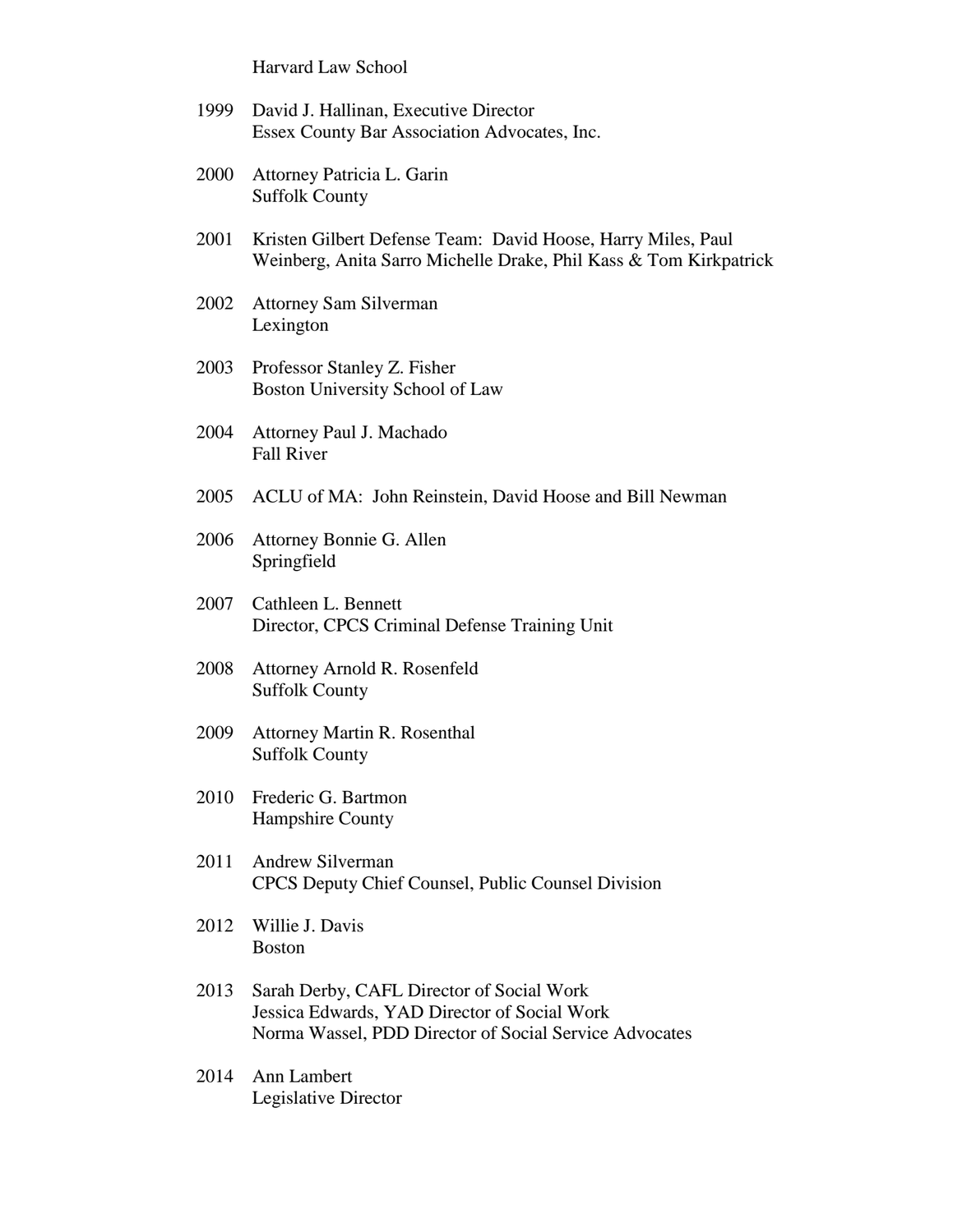Harvard Law School

1999 David J. Hallinan, Executive Director
Essex County Bar Association Advocates, Inc.

2000 Attorney Patricia L. Garin
Suffolk County

2001 Kristen Gilbert Defense Team: David Hoose, Harry Miles, Paul Weinberg, Anita Sarro Michelle Drake, Phil Kass & Tom Kirkpatrick

2002 Attorney Sam Silverman
Lexington

2003 Professor Stanley Z. Fisher
Boston University School of Law

2004 Attorney Paul J. Machado
Fall River

2005 ACLU of MA: John Reinstein, David Hoose and Bill Newman

2006 Attorney Bonnie G. Allen
Springfield

2007 Cathleen L. Bennett
Director, CPCS Criminal Defense Training Unit

2008 Attorney Arnold R. Rosenfeld
Suffolk County

2009 Attorney Martin R. Rosenthal
Suffolk County

2010 Frederic G. Bartmon
Hampshire County

2011 Andrew Silverman
CPCS Deputy Chief Counsel, Public Counsel Division

2012 Willie J. Davis
Boston

2013 Sarah Derby, CAFL Director of Social Work
Jessica Edwards, YAD Director of Social Work
Norma Wassel, PDD Director of Social Service Advocates

2014 Ann Lambert
Legislative Director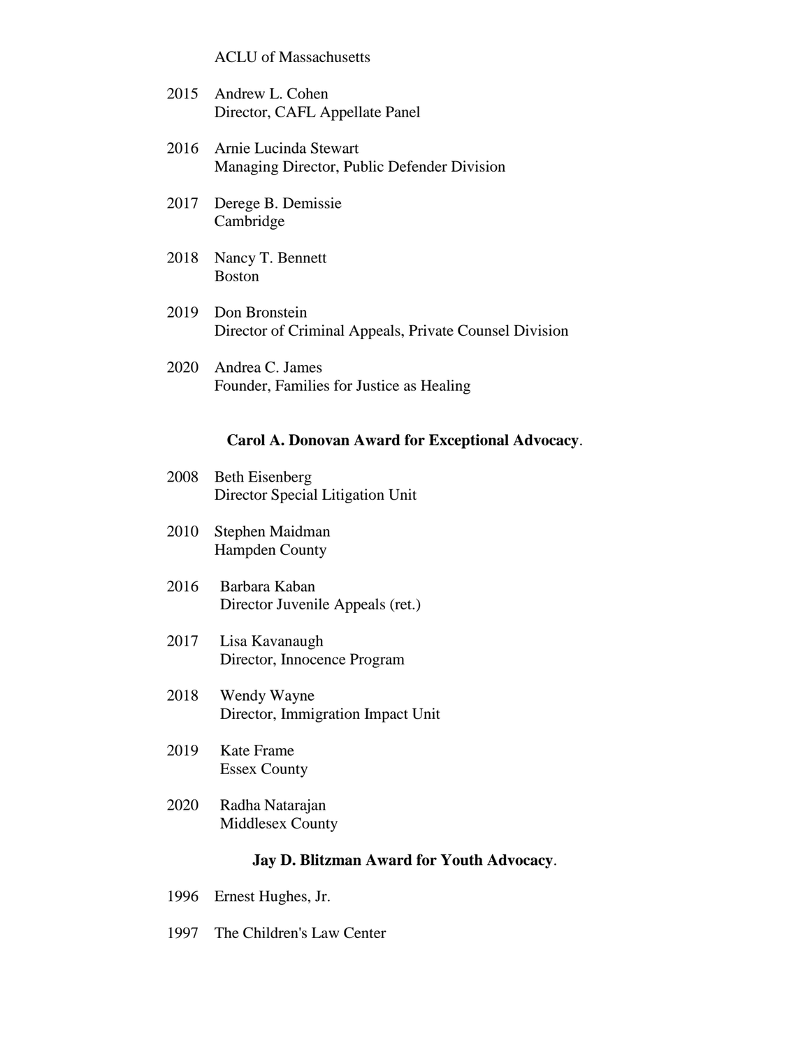ACLU of Massachusetts

2015 Andrew L. Cohen
Director, CAFL Appellate Panel

2016 Arnie Lucinda Stewart
Managing Director, Public Defender Division

2017 Derege B. Demissie
Cambridge

2018 Nancy T. Bennett
Boston

2019 Don Bronstein
Director of Criminal Appeals, Private Counsel Division

2020 Andrea C. James
Founder, Families for Justice as Healing

**Carol A. Donovan Award for Exceptional Advocacy**.

2008 Beth Eisenberg
Director Special Litigation Unit

2010 Stephen Maidman
Hampden County

2016 Barbara Kaban
Director Juvenile Appeals (ret.)

2017 Lisa Kavanaugh
Director, Innocence Program

2018 Wendy Wayne
Director, Immigration Impact Unit

2019 Kate Frame
Essex County

2020 Radha Natarajan
Middlesex County

**Jay D. Blitzman Award for Youth Advocacy**.

1996 Ernest Hughes, Jr.

1997 The Children's Law Center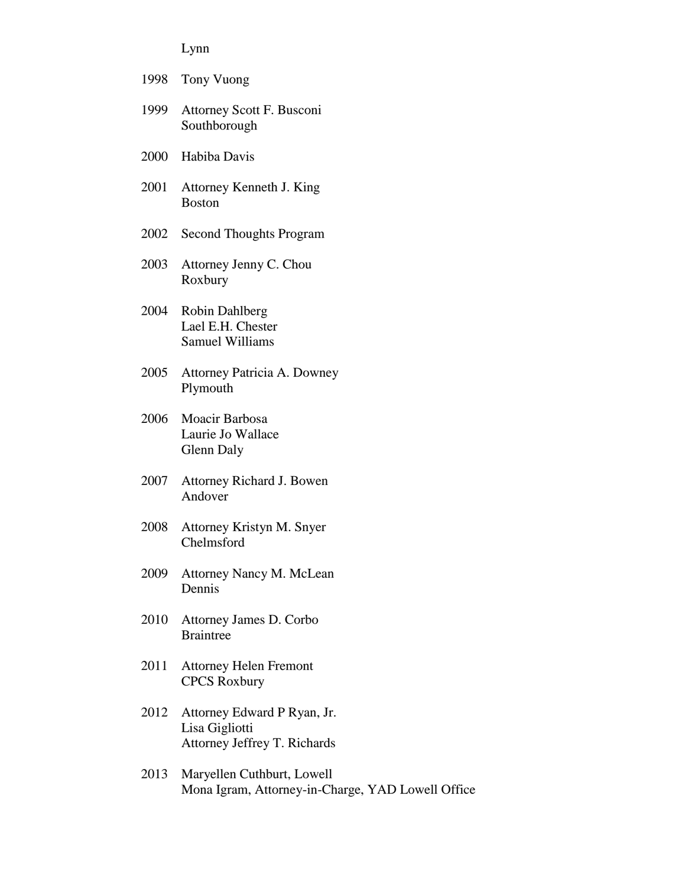Lynn

1998 Tony Vuong

1999 Attorney Scott F. Busconi
Southborough

2000 Habiba Davis

2001 Attorney Kenneth J. King
Boston

2002 Second Thoughts Program

2003 Attorney Jenny C. Chou
Roxbury

2004 Robin Dahlberg
Lael E.H. Chester
Samuel Williams

2005 Attorney Patricia A. Downey
Plymouth

2006 Moacir Barbosa
Laurie Jo Wallace
Glenn Daly

2007 Attorney Richard J. Bowen
Andover

2008 Attorney Kristyn M. Snyer
Chelmsford

2009 Attorney Nancy M. McLean
Dennis

2010 Attorney James D. Corbo
Braintree

2011 Attorney Helen Fremont
CPCS Roxbury

2012 Attorney Edward P Ryan, Jr.
Lisa Gigliotti
Attorney Jeffrey T. Richards

2013 Maryellen Cuthburt, Lowell
Mona Igram, Attorney-in-Charge, YAD Lowell Office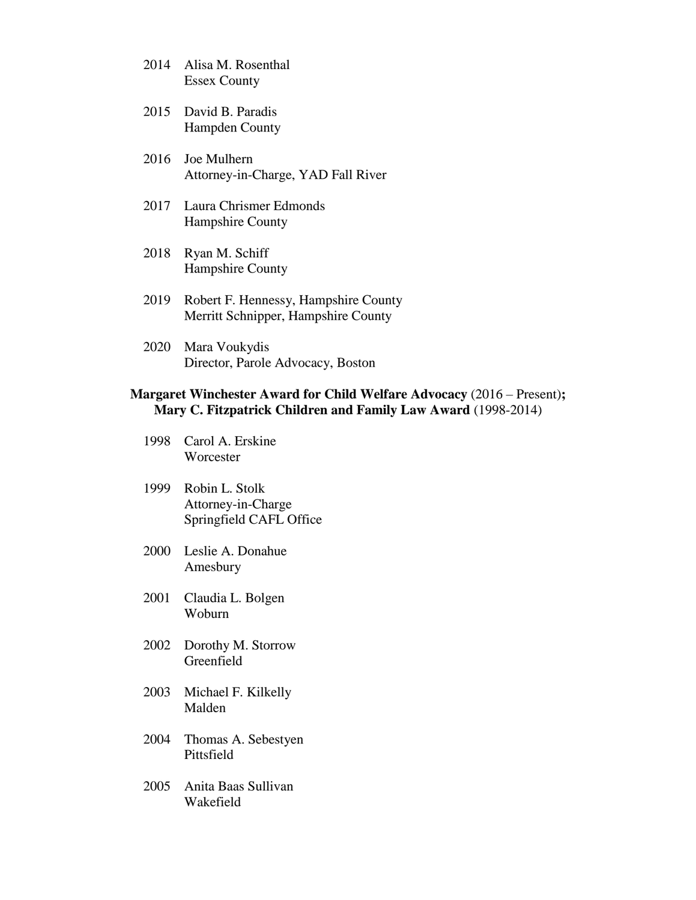2014 Alisa M. Rosenthal
Essex County

2015 David B. Paradis
Hampden County

2016 Joe Mulhern
Attorney-in-Charge, YAD Fall River

2017 Laura Chrismer Edmonds
Hampshire County

2018 Ryan M. Schiff
Hampshire County

2019 Robert F. Hennessy, Hampshire County
Merritt Schnipper, Hampshire County

2020 Mara Voukydis
Director, Parole Advocacy, Boston

**Margaret Winchester Award for Child Welfare Advocacy** (2016 – Present)**;**
**Mary C. Fitzpatrick Children and Family Law Award** (1998-2014)

1998 Carol A. Erskine
Worcester

1999 Robin L. Stolk
Attorney-in-Charge
Springfield CAFL Office

2000 Leslie A. Donahue
Amesbury

2001 Claudia L. Bolgen
Woburn

2002 Dorothy M. Storrow
Greenfield

2003 Michael F. Kilkelly
Malden

2004 Thomas A. Sebestyen
Pittsfield

2005 Anita Baas Sullivan
Wakefield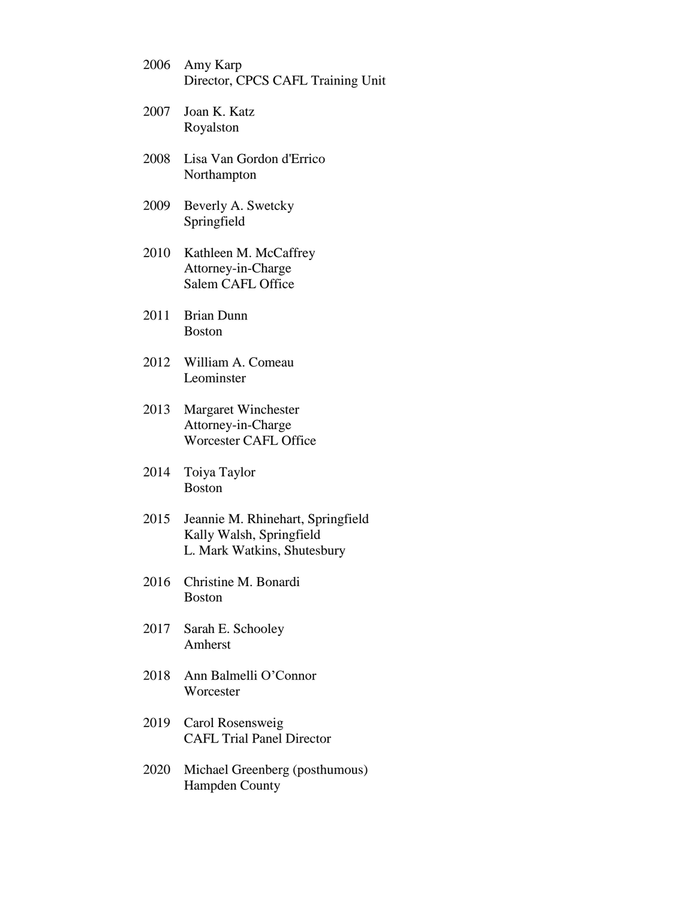2006 Amy Karp
Director, CPCS CAFL Training Unit

2007 Joan K. Katz
Royalston

2008 Lisa Van Gordon d'Errico
Northampton

2009 Beverly A. Swetcky
Springfield

2010 Kathleen M. McCaffrey
Attorney-in-Charge
Salem CAFL Office

2011 Brian Dunn
Boston

2012 William A. Comeau
Leominster

2013 Margaret Winchester
Attorney-in-Charge
Worcester CAFL Office

2014 Toiya Taylor
Boston

2015 Jeannie M. Rhinehart, Springfield
Kally Walsh, Springfield
L. Mark Watkins, Shutesbury

2016 Christine M. Bonardi
Boston

2017 Sarah E. Schooley
Amherst

2018 Ann Balmelli O'Connor
Worcester

2019 Carol Rosensweig
CAFL Trial Panel Director

2020 Michael Greenberg (posthumous)
Hampden County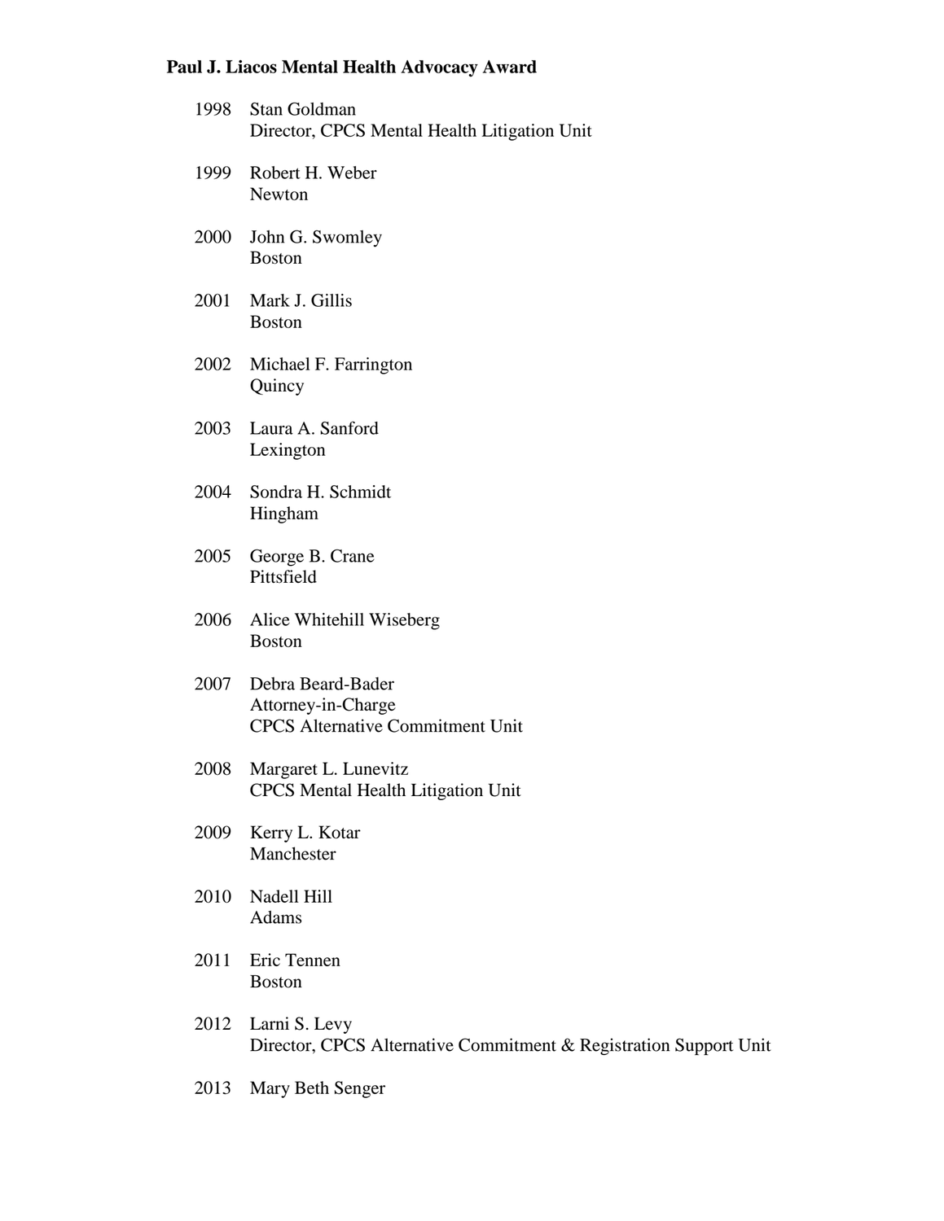**Paul J. Liacos Mental Health Advocacy Award**

1998 Stan Goldman
Director, CPCS Mental Health Litigation Unit

1999 Robert H. Weber
Newton

2000 John G. Swomley
Boston

2001 Mark J. Gillis
Boston

2002 Michael F. Farrington
Quincy

2003 Laura A. Sanford
Lexington

2004 Sondra H. Schmidt
Hingham

2005 George B. Crane
Pittsfield

2006 Alice Whitehill Wiseberg
Boston

2007 Debra Beard-Bader
Attorney-in-Charge
CPCS Alternative Commitment Unit

2008 Margaret L. Lunevitz
CPCS Mental Health Litigation Unit

2009 Kerry L. Kotar
Manchester

2010 Nadell Hill
Adams

2011 Eric Tennen
Boston

2012 Larni S. Levy
Director, CPCS Alternative Commitment & Registration Support Unit

2013 Mary Beth Senger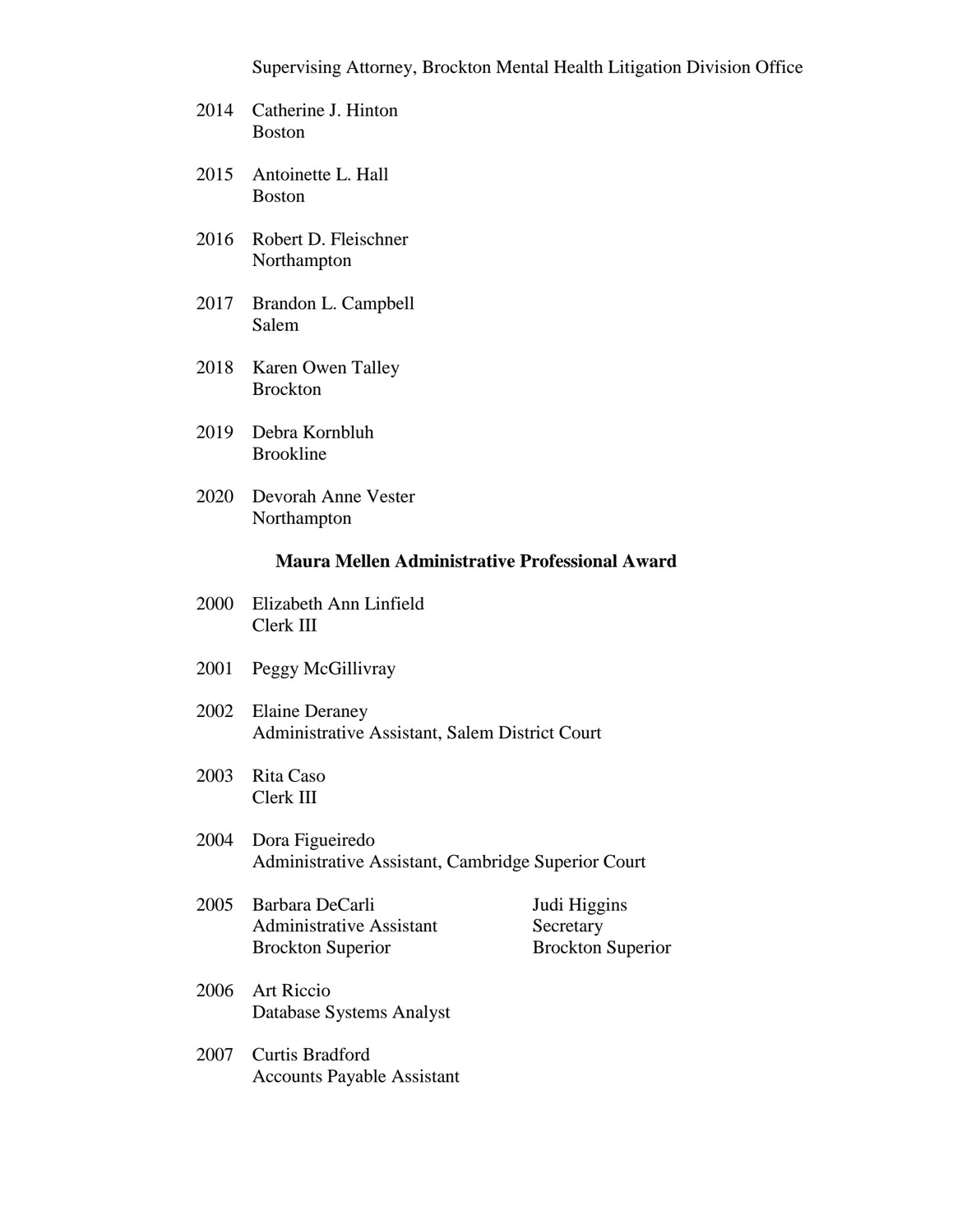Supervising Attorney, Brockton Mental Health Litigation Division Office

2014 Catherine J. Hinton
Boston

2015 Antoinette L. Hall
Boston

2016 Robert D. Fleischner
Northampton

2017 Brandon L. Campbell
Salem

2018 Karen Owen Talley
Brockton

2019 Debra Kornbluh
Brookline

2020 Devorah Anne Vester
Northampton

**Maura Mellen Administrative Professional Award**

2000 Elizabeth Ann Linfield
Clerk III

2001 Peggy McGillivray

2002 Elaine Deraney
Administrative Assistant, Salem District Court

2003 Rita Caso
Clerk III

2004 Dora Figueiredo
Administrative Assistant, Cambridge Superior Court

2005 Barbara DeCarli
Administrative Assistant
Brockton Superior

Judi Higgins
Secretary
Brockton Superior

2006 Art Riccio
Database Systems Analyst

2007 Curtis Bradford
Accounts Payable Assistant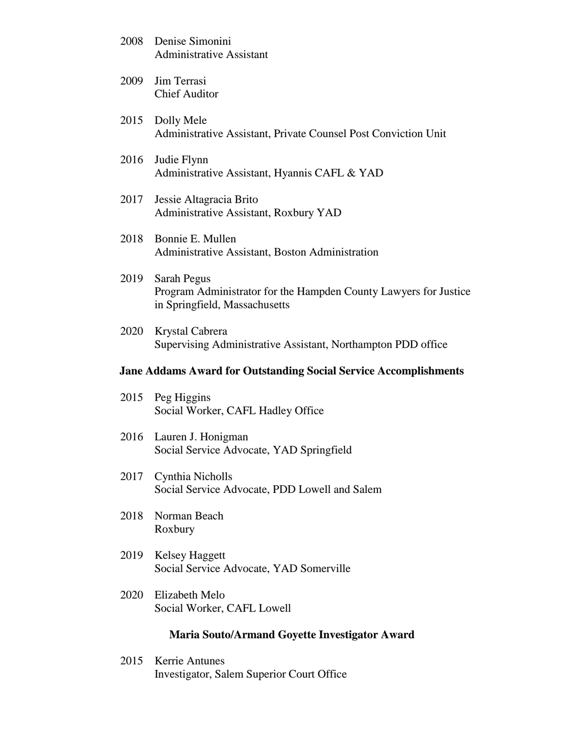2008 Denise Simonini
Administrative Assistant

2009 Jim Terrasi
Chief Auditor

2015 Dolly Mele
Administrative Assistant, Private Counsel Post Conviction Unit

2016 Judie Flynn
Administrative Assistant, Hyannis CAFL & YAD

2017 Jessie Altagracia Brito
Administrative Assistant, Roxbury YAD

2018 Bonnie E. Mullen
Administrative Assistant, Boston Administration

2019 Sarah Pegus
Program Administrator for the Hampden County Lawyers for Justice in Springfield, Massachusetts

2020 Krystal Cabrera
Supervising Administrative Assistant, Northampton PDD office

**Jane Addams Award for Outstanding Social Service Accomplishments**

2015 Peg Higgins
Social Worker, CAFL Hadley Office

2016 Lauren J. Honigman
Social Service Advocate, YAD Springfield

2017 Cynthia Nicholls
Social Service Advocate, PDD Lowell and Salem

2018 Norman Beach
Roxbury

2019 Kelsey Haggett
Social Service Advocate, YAD Somerville

2020 Elizabeth Melo
Social Worker, CAFL Lowell

**Maria Souto/Armand Goyette Investigator Award**

2015 Kerrie Antunes
Investigator, Salem Superior Court Office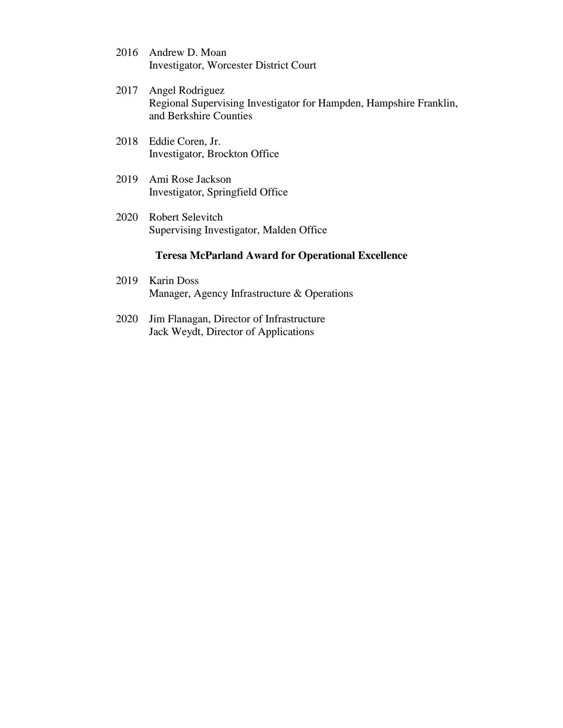2016 Andrew D. Moan
Investigator, Worcester District Court

2017 Angel Rodriguez
Regional Supervising Investigator for Hampden, Hampshire Franklin, and Berkshire Counties

2018 Eddie Coren, Jr.
Investigator, Brockton Office

2019 Ami Rose Jackson
Investigator, Springfield Office

2020 Robert Selevitch
Supervising Investigator, Malden Office

**Teresa McParland Award for Operational Excellence**

2019 Karin Doss
Manager, Agency Infrastructure & Operations

2020 Jim Flanagan, Director of Infrastructure
Jack Weydt, Director of Applications